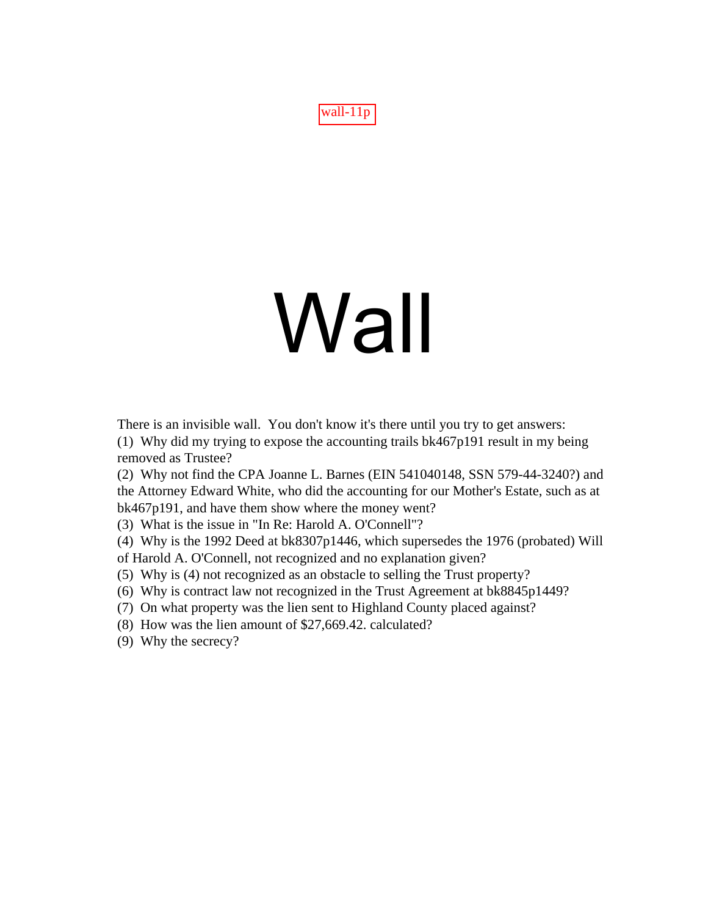wall-11p

# Wall

There is an invisible wall. You don't know it's there until you try to get answers:

(1) Why did my trying to expose the accounting trails bk467p191 result in my being removed as Trustee?

(2) Why not find the CPA Joanne L. Barnes (EIN 541040148, SSN 579-44-3240?) and the Attorney Edward White, who did the accounting for our Mother's Estate, such as at bk467p191, and have them show where the money went?

(3) What is the issue in "In Re: Harold A. O'Connell"?

(4) Why is the 1992 Deed at bk8307p1446, which supersedes the 1976 (probated) Will of Harold A. O'Connell, not recognized and no explanation given?

(5) Why is (4) not recognized as an obstacle to selling the Trust property?

(6) Why is contract law not recognized in the Trust Agreement at bk8845p1449?

(7) On what property was the lien sent to Highland County placed against?

(8) How was the lien amount of $27,669.42. calculated?

(9) Why the secrecy?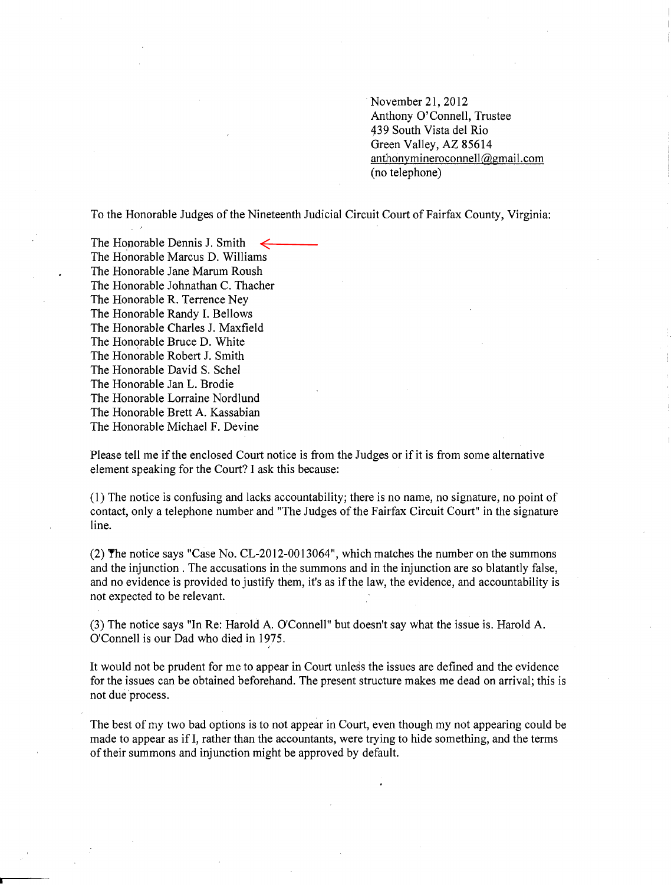November 21, 2012
Anthony O'Connell, Trustee
439 South Vista del Rio
Green Valley, AZ 85614
anthonymineroconnell@gmail.com
(no telephone)

To the Honorable Judges of the Nineteenth Judicial Circuit Court of Fairfax County, Virginia:

The Honorable Dennis J. Smith ←
The Honorable Marcus D. Williams
The Honorable Jane Marum Roush
The Honorable Johnathan C. Thacher
The Honorable R. Terrence Ney
The Honorable Randy I. Bellows
The Honorable Charles J. Maxfield
The Honorable Bruce D. White
The Honorable Robert J. Smith
The Honorable David S. Schel
The Honorable Jan L. Brodie
The Honorable Lorraine Nordlund
The Honorable Brett A. Kassabian
The Honorable Michael F. Devine

Please tell me if the enclosed Court notice is from the Judges or if it is from some alternative element speaking for the Court? I ask this because:

(1) The notice is confusing and lacks accountability; there is no name, no signature, no point of contact, only a telephone number and "The Judges of the Fairfax Circuit Court" in the signature line.

(2) The notice says "Case No. CL-2012-0013064", which matches the number on the summons and the injunction . The accusations in the summons and in the injunction are so blatantly false, and no evidence is provided to justify them, it's as if the law, the evidence, and accountability is not expected to be relevant.

(3) The notice says "In Re: Harold A. O'Connell" but doesn't say what the issue is. Harold A. O'Connell is our Dad who died in 1975.

It would not be prudent for me to appear in Court unless the issues are defined and the evidence for the issues can be obtained beforehand. The present structure makes me dead on arrival; this is not due process.

The best of my two bad options is to not appear in Court, even though my not appearing could be made to appear as if I, rather than the accountants, were trying to hide something, and the terms of their summons and injunction might be approved by default.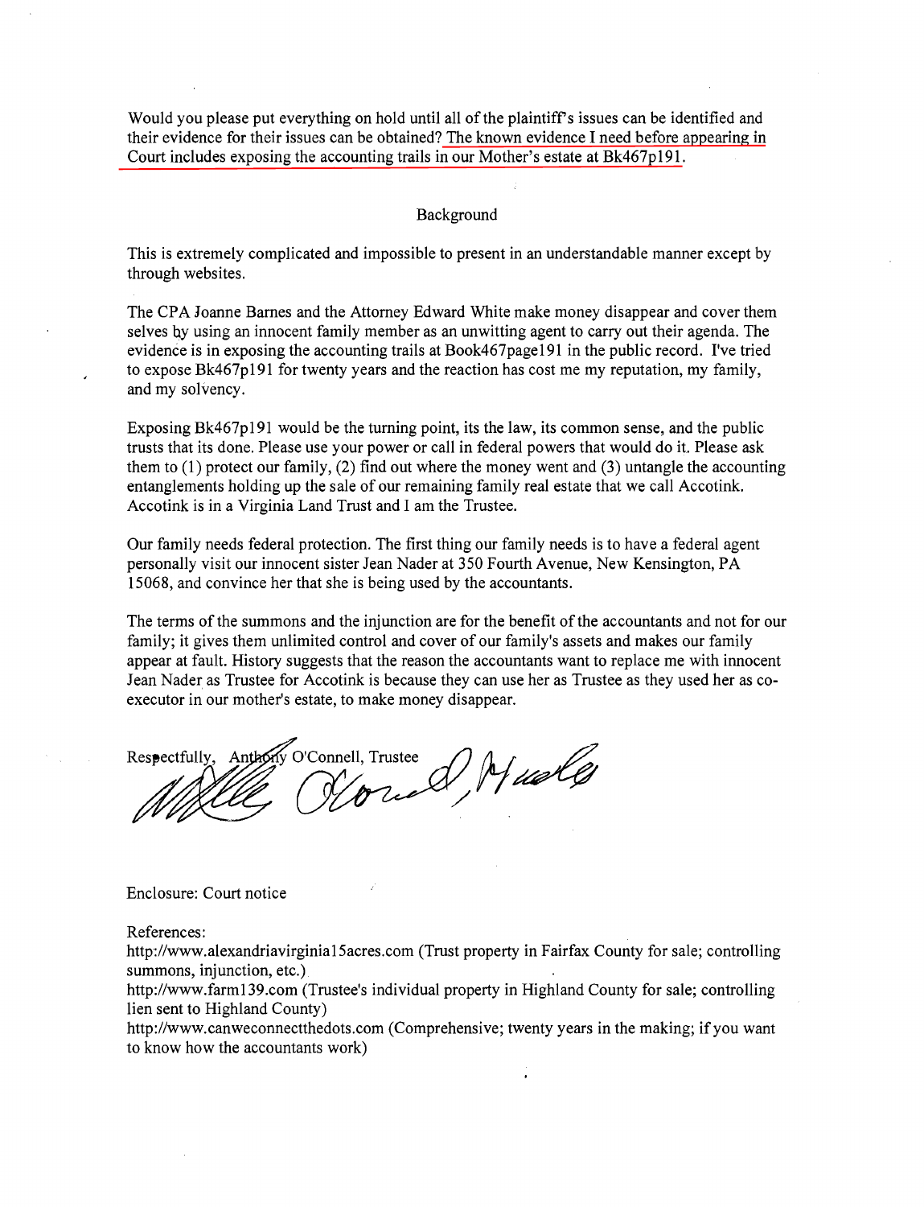Would you please put everything on hold until all of the plaintiff's issues can be identified and their evidence for their issues can be obtained? The known evidence I need before appearing in Court includes exposing the accounting trails in our Mother's estate at Bk467p191.

## Background

This is extremely complicated and impossible to present in an understandable manner except by through websites.

The CPA Joanne Barnes and the Attorney Edward White make money disappear and cover them selves by using an innocent family member as an unwitting agent to carry out their agenda. The evidence is in exposing the accounting trails at Book467page191 in the public record. I've tried to expose Bk467p191 for twenty years and the reaction has cost me my reputation, my family, and my solvency.

Exposing Bk467p191 would be the turning point, its the law, its common sense, and the public trusts that its done. Please use your power or call in federal powers that would do it. Please ask them to (1) protect our family, (2) find out where the money went and (3) untangle the accounting entanglements holding up the sale of our remaining family real estate that we call Accotink. Accotink is in a Virginia Land Trust and I am the Trustee.

Our family needs federal protection. The first thing our family needs is to have a federal agent personally visit our innocent sister Jean Nader at 350 Fourth Avenue, New Kensington, PA 15068, and convince her that she is being used by the accountants.

The terms of the summons and the injunction are for the benefit of the accountants and not for our family; it gives them unlimited control and cover of our family's assets and makes our family appear at fault. History suggests that the reason the accountants want to replace me with innocent Jean Nader as Trustee for Accotink is because they can use her as Trustee as they used her as co-executor in our mother's estate, to make money disappear.

Respectfully, Anthony O'Connell, Trustee

Enclosure: Court notice

References:

http://www.alexandriavirginia15acres.com (Trust property in Fairfax County for sale; controlling summons, injunction, etc.)

http://www.farm139.com (Trustee's individual property in Highland County for sale; controlling lien sent to Highland County)

http://www.canweconnectthedots.com (Comprehensive; twenty years in the making; if you want to know how the accountants work)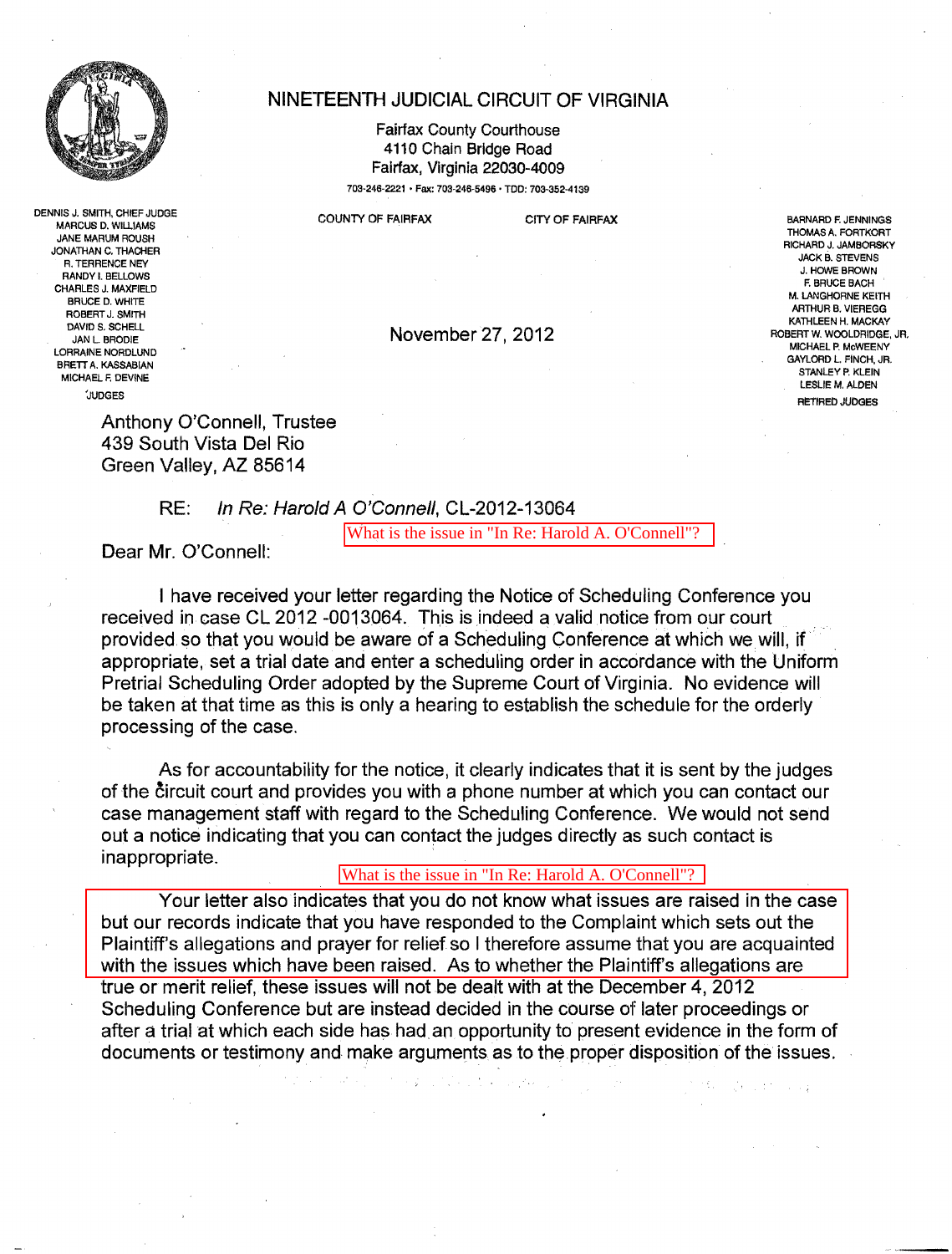# NINETEENTH JUDICIAL CIRCUIT OF VIRGINIA

Fairfax County Courthouse
4110 Chain Bridge Road
Fairfax, Virginia 22030-4009
703-246-2221 • Fax: 703-246-5496 • TDD: 703-352-4139

DENNIS J. SMITH, CHIEF JUDGE
MARCUS D. WILLIAMS
JANE MARUM ROUSH
JONATHAN C. THACHER
R. TERRENCE NEY
RANDY I. BELLOWS
CHARLES J. MAXFIELD
BRUCE D. WHITE
ROBERT J. SMITH
DAVID S. SCHELL
JAN L. BRODIE
LORRAINE NORDLUND
BRETT A. KASSABIAN
MICHAEL F. DEVINE
JUDGES

COUNTY OF FAIRFAX

CITY OF FAIRFAX

BARNARD F. JENNINGS
THOMAS A. FORTKORT
RICHARD J. JAMBORSKY
JACK B. STEVENS
J. HOWE BROWN
F. BRUCE BACH
M. LANGHORNE KEITH
ARTHUR B. VIEREGG
KATHLEEN H. MACKAY
ROBERT W. WOOLDRIDGE, JR.
MICHAEL P. McWEENY
GAYLORD L. FINCH, JR.
STANLEY P. KLEIN
LESLIE M. ALDEN
RETIRED JUDGES

November 27, 2012

Anthony O'Connell, Trustee
439 South Vista Del Rio
Green Valley, AZ 85614

RE: *In Re: Harold A O'Connell*, CL-2012-13064

What is the issue in "In Re: Harold A. O'Connell"?

Dear Mr. O'Connell:

I have received your letter regarding the Notice of Scheduling Conference you received in case CL 2012 -0013064. This is indeed a valid notice from our court provided so that you would be aware of a Scheduling Conference at which we will, if appropriate, set a trial date and enter a scheduling order in accordance with the Uniform Pretrial Scheduling Order adopted by the Supreme Court of Virginia. No evidence will be taken at that time as this is only a hearing to establish the schedule for the orderly processing of the case.

As for accountability for the notice, it clearly indicates that it is sent by the judges of the circuit court and provides you with a phone number at which you can contact our case management staff with regard to the Scheduling Conference. We would not send out a notice indicating that you can contact the judges directly as such contact is inappropriate.

What is the issue in "In Re: Harold A. O'Connell"?

Your letter also indicates that you do not know what issues are raised in the case but our records indicate that you have responded to the Complaint which sets out the Plaintiff's allegations and prayer for relief so I therefore assume that you are acquainted with the issues which have been raised. As to whether the Plaintiff's allegations are true or merit relief, these issues will not be dealt with at the December 4, 2012 Scheduling Conference but are instead decided in the course of later proceedings or after a trial at which each side has had an opportunity to present evidence in the form of documents or testimony and make arguments as to the proper disposition of the issues.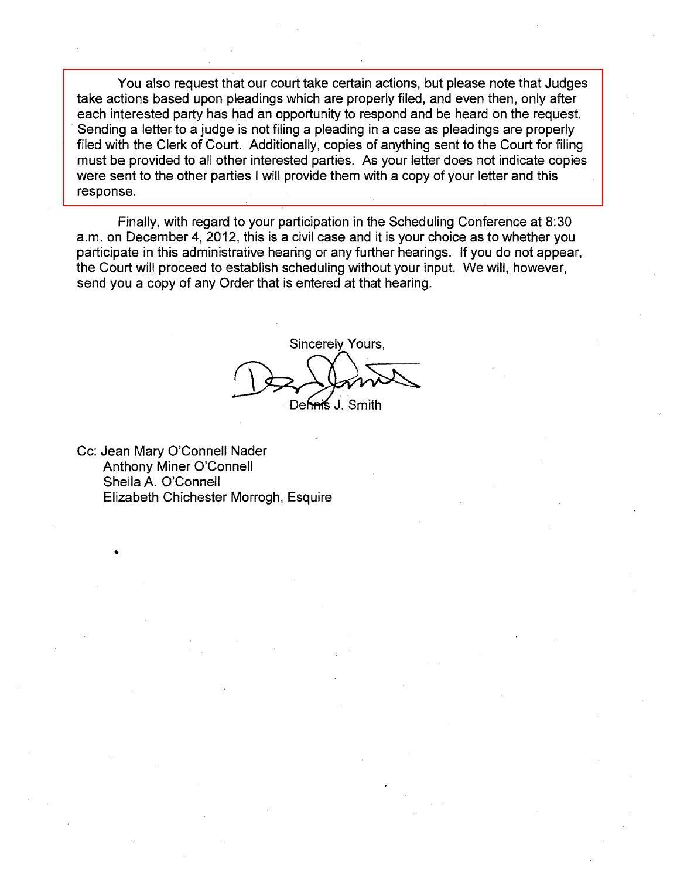You also request that our court take certain actions, but please note that Judges take actions based upon pleadings which are properly filed, and even then, only after each interested party has had an opportunity to respond and be heard on the request. Sending a letter to a judge is not filing a pleading in a case as pleadings are properly filed with the Clerk of Court. Additionally, copies of anything sent to the Court for filing must be provided to all other interested parties. As your letter does not indicate copies were sent to the other parties I will provide them with a copy of your letter and this response.

Finally, with regard to your participation in the Scheduling Conference at 8:30 a.m. on December 4, 2012, this is a civil case and it is your choice as to whether you participate in this administrative hearing or any further hearings. If you do not appear, the Court will proceed to establish scheduling without your input. We will, however, send you a copy of any Order that is entered at that hearing.

Sincerely Yours,

Dennis J. Smith

Cc: Jean Mary O'Connell Nader
Anthony Miner O'Connell
Sheila A. O'Connell
Elizabeth Chichester Morrogh, Esquire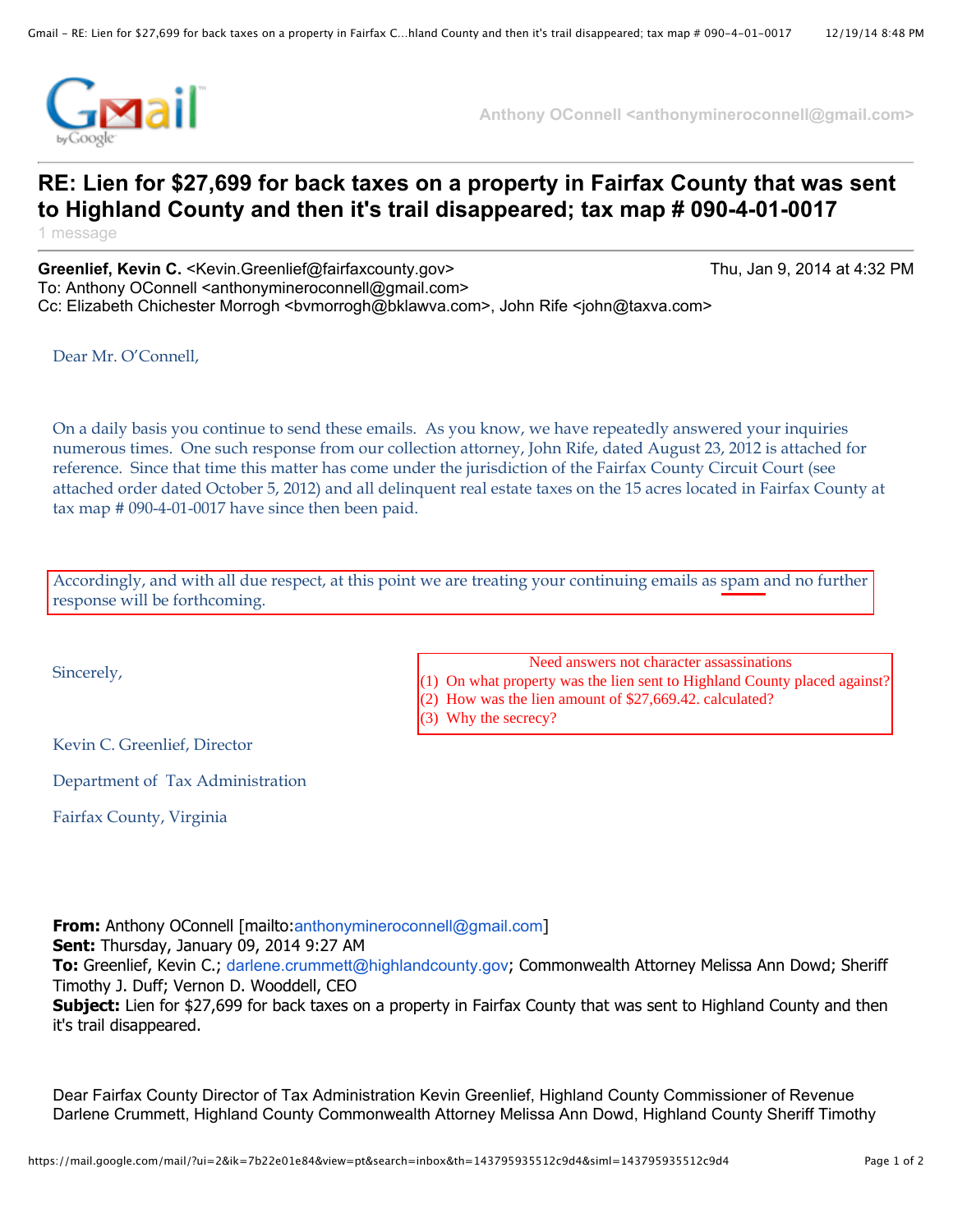# RE: Lien for $27,699 for back taxes on a property in Fairfax County that was sent to Highland County and then it's trail disappeared; tax map # 090-4-01-0017

1 message

**Greenlief, Kevin C.** <Kevin.Greenlief@fairfaxcounty.gov> Thu, Jan 9, 2014 at 4:32 PM
To: Anthony OConnell <anthonymineroconnell@gmail.com>
Cc: Elizabeth Chichester Morrogh <bvmorrogh@bklawva.com>, John Rife <john@taxva.com>

Dear Mr. O'Connell,

On a daily basis you continue to send these emails. As you know, we have repeatedly answered your inquiries numerous times. One such response from our collection attorney, John Rife, dated August 23, 2012 is attached for reference. Since that time this matter has come under the jurisdiction of the Fairfax County Circuit Court (see attached order dated October 5, 2012) and all delinquent real estate taxes on the 15 acres located in Fairfax County at tax map # 090-4-01-0017 have since then been paid.

Accordingly, and with all due respect, at this point we are treating your continuing emails as spam and no further response will be forthcoming.

Sincerely,

Need answers not character assassinations
(1) On what property was the lien sent to Highland County placed against?
(2) How was the lien amount of $27,669.42. calculated?
(3) Why the secrecy?

Kevin C. Greenlief, Director

Department of Tax Administration

Fairfax County, Virginia

**From:** Anthony OConnell [mailto:anthonymineroconnell@gmail.com]
**Sent:** Thursday, January 09, 2014 9:27 AM
**To:** Greenlief, Kevin C.; darlene.crummett@highlandcounty.gov; Commonwealth Attorney Melissa Ann Dowd; Sheriff Timothy J. Duff; Vernon D. Wooddell, CEO
**Subject:** Lien for $27,699 for back taxes on a property in Fairfax County that was sent to Highland County and then it's trail disappeared.

Dear Fairfax County Director of Tax Administration Kevin Greenlief, Highland County Commissioner of Revenue Darlene Crummett, Highland County Commonwealth Attorney Melissa Ann Dowd, Highland County Sheriff Timothy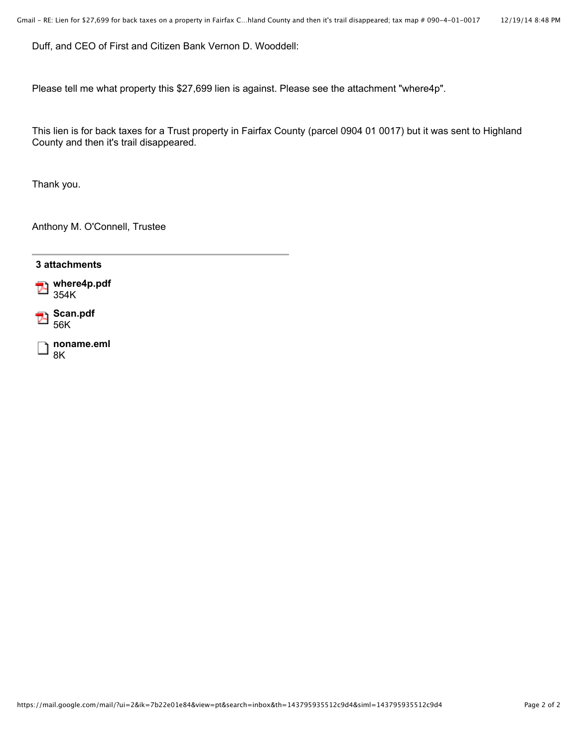Duff, and CEO of First and Citizen Bank Vernon D. Wooddell:

Please tell me what property this $27,699 lien is against. Please see the attachment "where4p".

This lien is for back taxes for a Trust property in Fairfax County (parcel 0904 01 0017) but it was sent to Highland County and then it's trail disappeared.

Thank you.

Anthony M. O'Connell, Trustee

---

**3 attachments**

**where4p.pdf**
354K

**Scan.pdf**
56K

**noname.eml**
8K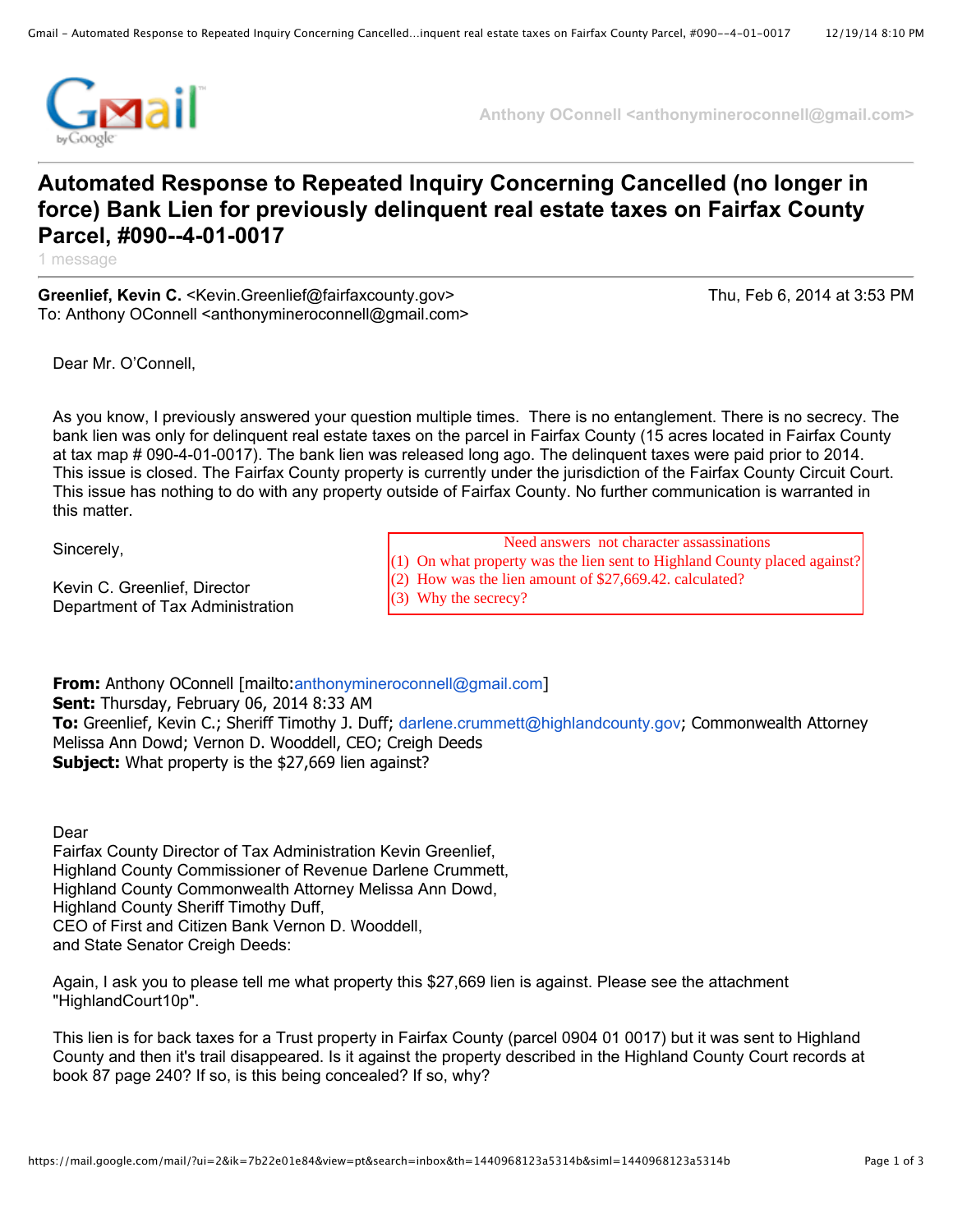Anthony OConnell <anthonymineroconnell@gmail.com>

# Automated Response to Repeated Inquiry Concerning Cancelled (no longer in force) Bank Lien for previously delinquent real estate taxes on Fairfax County Parcel, #090--4-01-0017

1 message

**Greenlief, Kevin C.** <Kevin.Greenlief@fairfaxcounty.gov> Thu, Feb 6, 2014 at 3:53 PM
To: Anthony OConnell <anthonymineroconnell@gmail.com>

Dear Mr. O'Connell,

As you know, I previously answered your question multiple times. There is no entanglement. There is no secrecy. The bank lien was only for delinquent real estate taxes on the parcel in Fairfax County (15 acres located in Fairfax County at tax map # 090-4-01-0017). The bank lien was released long ago. The delinquent taxes were paid prior to 2014. This issue is closed. The Fairfax County property is currently under the jurisdiction of the Fairfax County Circuit Court. This issue has nothing to do with any property outside of Fairfax County. No further communication is warranted in this matter.

Sincerely,

Kevin C. Greenlief, Director
Department of Tax Administration

Need answers not character assassinations
(1) On what property was the lien sent to Highland County placed against?
(2) How was the lien amount of $27,669.42. calculated?
(3) Why the secrecy?

**From:** Anthony OConnell [mailto:anthonymineroconnell@gmail.com]
**Sent:** Thursday, February 06, 2014 8:33 AM
**To:** Greenlief, Kevin C.; Sheriff Timothy J. Duff; darlene.crummett@highlandcounty.gov; Commonwealth Attorney Melissa Ann Dowd; Vernon D. Wooddell, CEO; Creigh Deeds
**Subject:** What property is the $27,669 lien against?

Dear
Fairfax County Director of Tax Administration Kevin Greenlief,
Highland County Commissioner of Revenue Darlene Crummett,
Highland County Commonwealth Attorney Melissa Ann Dowd,
Highland County Sheriff Timothy Duff,
CEO of First and Citizen Bank Vernon D. Wooddell,
and State Senator Creigh Deeds:

Again, I ask you to please tell me what property this $27,669 lien is against. Please see the attachment "HighlandCourt10p".

This lien is for back taxes for a Trust property in Fairfax County (parcel 0904 01 0017) but it was sent to Highland County and then it's trail disappeared. Is it against the property described in the Highland County Court records at book 87 page 240? If so, is this being concealed? If so, why?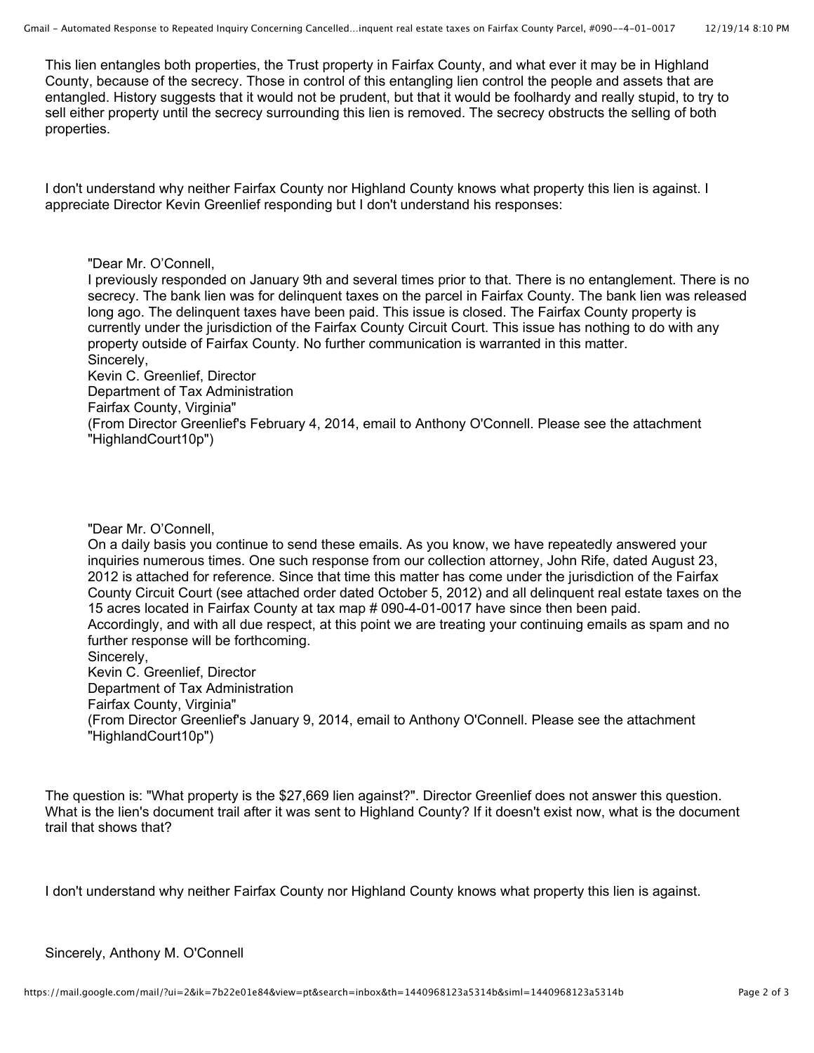This lien entangles both properties, the Trust property in Fairfax County, and what ever it may be in Highland County, because of the secrecy. Those in control of this entangling lien control the people and assets that are entangled. History suggests that it would not be prudent, but that it would be foolhardy and really stupid, to try to sell either property until the secrecy surrounding this lien is removed. The secrecy obstructs the selling of both properties.

I don't understand why neither Fairfax County nor Highland County knows what property this lien is against. I appreciate Director Kevin Greenlief responding but I don't understand his responses:

> "Dear Mr. O'Connell,
> I previously responded on January 9th and several times prior to that. There is no entanglement. There is no secrecy. The bank lien was for delinquent taxes on the parcel in Fairfax County. The bank lien was released long ago. The delinquent taxes have been paid. This issue is closed. The Fairfax County property is currently under the jurisdiction of the Fairfax County Circuit Court. This issue has nothing to do with any property outside of Fairfax County. No further communication is warranted in this matter.
> Sincerely,
> Kevin C. Greenlief, Director
> Department of Tax Administration
> Fairfax County, Virginia"
> (From Director Greenlief's February 4, 2014, email to Anthony O'Connell. Please see the attachment "HighlandCourt10p")

> "Dear Mr. O'Connell,
> On a daily basis you continue to send these emails. As you know, we have repeatedly answered your inquiries numerous times. One such response from our collection attorney, John Rife, dated August 23, 2012 is attached for reference. Since that time this matter has come under the jurisdiction of the Fairfax County Circuit Court (see attached order dated October 5, 2012) and all delinquent real estate taxes on the 15 acres located in Fairfax County at tax map # 090-4-01-0017 have since then been paid.
> Accordingly, and with all due respect, at this point we are treating your continuing emails as spam and no further response will be forthcoming.
> Sincerely,
> Kevin C. Greenlief, Director
> Department of Tax Administration
> Fairfax County, Virginia"
> (From Director Greenlief's January 9, 2014, email to Anthony O'Connell. Please see the attachment "HighlandCourt10p")

The question is: "What property is the $27,669 lien against?". Director Greenlief does not answer this question. What is the lien's document trail after it was sent to Highland County? If it doesn't exist now, what is the document trail that shows that?

I don't understand why neither Fairfax County nor Highland County knows what property this lien is against.

Sincerely, Anthony M. O'Connell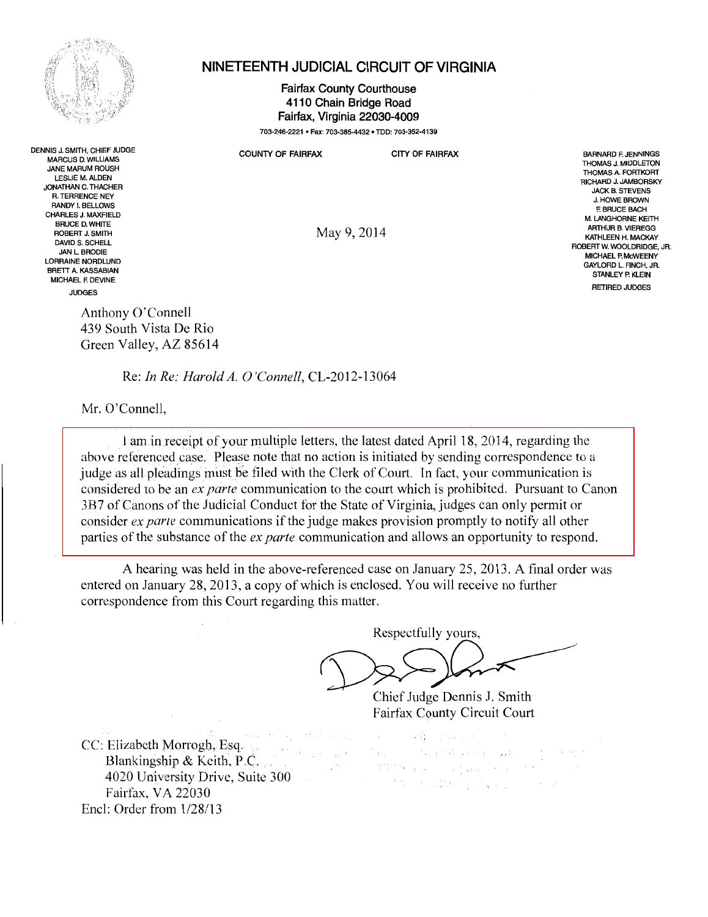# NINETEENTH JUDICIAL CIRCUIT OF VIRGINIA

**Fairfax County Courthouse**
**4110 Chain Bridge Road**
**Fairfax, Virginia 22030-4009**

703-246-2221 • Fax: 703-385-4432 • TDD: 703-352-4139

DENNIS J. SMITH, CHIEF JUDGE
MARCUS D. WILLIAMS
JANE MARUM ROUSH
LESLIE M. ALDEN
JONATHAN C. THACHER
R. TERRENCE NEY
RANDY I. BELLOWS
CHARLES J. MAXFIELD
BRUCE D. WHITE
ROBERT J. SMITH
DAVID S. SCHELL
JAN L. BRODIE
LORRAINE NORDLUND
BRETT A. KASSABIAN
MICHAEL F. DEVINE
JUDGES

COUNTY OF FAIRFAX | CITY OF FAIRFAX

BARNARD F. JENNINGS
THOMAS J. MIDDLETON
THOMAS A. FORTKORT
RICHARD J. JAMBORSKY
JACK B. STEVENS
J. HOWE BROWN
F. BRUCE BACH
M. LANGHORNE KEITH
ARTHUR B. VIEREGG
KATHLEEN H. MACKAY
ROBERT W. WOOLDRIDGE, JR.
MICHAEL P. McWEENY
GAYLORD L. FINCH, JR.
STANLEY P. KLEIN
RETIRED JUDGES

May 9, 2014

Anthony O'Connell
439 South Vista De Rio
Green Valley, AZ 85614

Re: *In Re: Harold A. O'Connell*, CL-2012-13064

Mr. O'Connell,

I am in receipt of your multiple letters, the latest dated April 18, 2014, regarding the above referenced case. Please note that no action is initiated by sending correspondence to a judge as all pleadings must be filed with the Clerk of Court. In fact, your communication is considered to be an *ex parte* communication to the court which is prohibited. Pursuant to Canon 3B7 of Canons of the Judicial Conduct for the State of Virginia, judges can only permit or consider *ex parte* communications if the judge makes provision promptly to notify all other parties of the substance of the *ex parte* communication and allows an opportunity to respond.

A hearing was held in the above-referenced case on January 25, 2013. A final order was entered on January 28, 2013, a copy of which is enclosed. You will receive no further correspondence from this Court regarding this matter.

Respectfully yours,

Chief Judge Dennis J. Smith
Fairfax County Circuit Court

CC: Elizabeth Morrogh, Esq.
Blankingship & Keith, P.C.
4020 University Drive, Suite 300
Fairfax, VA 22030
Encl: Order from 1/28/13